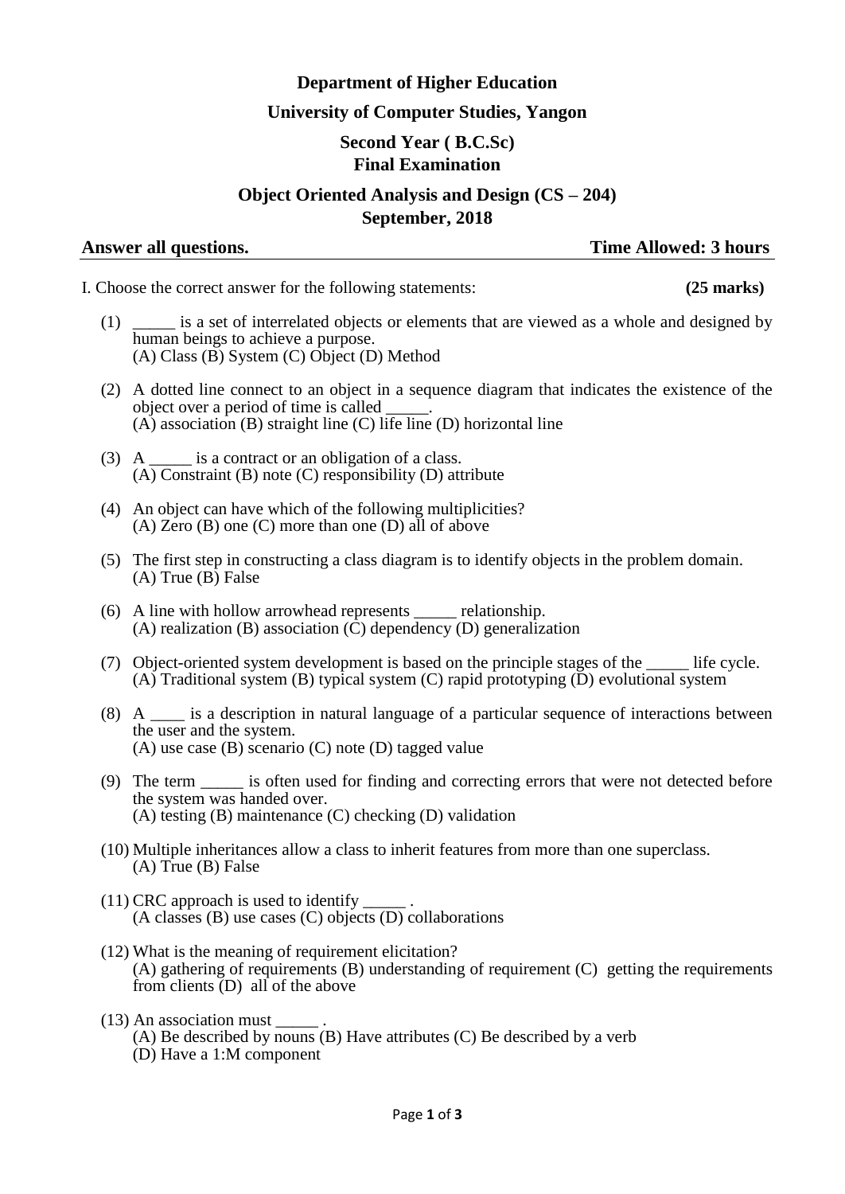**Department of Higher Education**

**University of Computer Studies, Yangon**

**Second Year ( B.C.Sc)**
**Final Examination**

**Object Oriented Analysis and Design (CS – 204)**
**September, 2018**

**Answer all questions.** **Time Allowed: 3 hours**

I. Choose the correct answer for the following statements: **(25 marks)**

(1) _____ is a set of interrelated objects or elements that are viewed as a whole and designed by human beings to achieve a purpose.
(A) Class (B) System (C) Object (D) Method

(2) A dotted line connect to an object in a sequence diagram that indicates the existence of the object over a period of time is called _____.
(A) association (B) straight line (C) life line (D) horizontal line

(3) A _____ is a contract or an obligation of a class.
(A) Constraint (B) note (C) responsibility (D) attribute

(4) An object can have which of the following multiplicities?
(A) Zero (B) one (C) more than one (D) all of above

(5) The first step in constructing a class diagram is to identify objects in the problem domain.
(A) True (B) False

(6) A line with hollow arrowhead represents _____ relationship.
(A) realization (B) association (C) dependency (D) generalization

(7) Object-oriented system development is based on the principle stages of the _____ life cycle.
(A) Traditional system (B) typical system (C) rapid prototyping (D) evolutional system

(8) A ____ is a description in natural language of a particular sequence of interactions between the user and the system.
(A) use case (B) scenario (C) note (D) tagged value

(9) The term _____ is often used for finding and correcting errors that were not detected before the system was handed over.
(A) testing (B) maintenance (C) checking (D) validation

(10) Multiple inheritances allow a class to inherit features from more than one superclass.
(A) True (B) False

(11) CRC approach is used to identify _____ .
(A classes (B) use cases (C) objects (D) collaborations

(12) What is the meaning of requirement elicitation?
(A) gathering of requirements (B) understanding of requirement (C) getting the requirements from clients (D) all of the above

(13) An association must _____ .
(A) Be described by nouns (B) Have attributes (C) Be described by a verb
(D) Have a 1:M component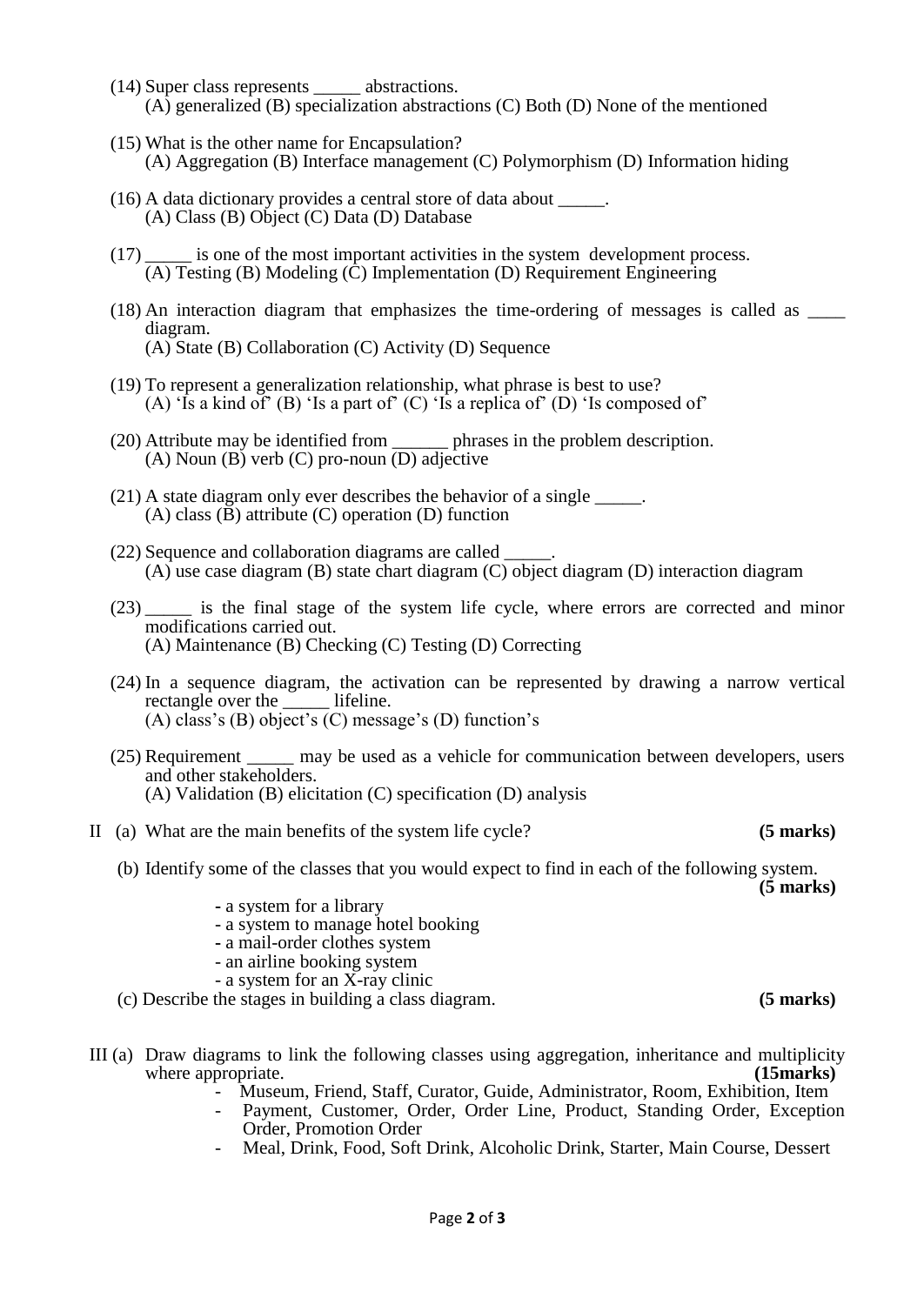(14) Super class represents _____ abstractions.
(A) generalized (B) specialization abstractions (C) Both (D) None of the mentioned

(15) What is the other name for Encapsulation?
(A) Aggregation (B) Interface management (C) Polymorphism (D) Information hiding

(16) A data dictionary provides a central store of data about _____.
(A) Class (B) Object (C) Data (D) Database

(17) _____ is one of the most important activities in the system development process.
(A) Testing (B) Modeling (C) Implementation (D) Requirement Engineering

(18) An interaction diagram that emphasizes the time-ordering of messages is called as ____ diagram.
(A) State (B) Collaboration (C) Activity (D) Sequence

(19) To represent a generalization relationship, what phrase is best to use?
(A) 'Is a kind of' (B) 'Is a part of' (C) 'Is a replica of' (D) 'Is composed of'

(20) Attribute may be identified from ______ phrases in the problem description.
(A) Noun (B) verb (C) pro-noun (D) adjective

(21) A state diagram only ever describes the behavior of a single _____.
(A) class (B) attribute (C) operation (D) function

(22) Sequence and collaboration diagrams are called _____.
(A) use case diagram (B) state chart diagram (C) object diagram (D) interaction diagram

(23) _____ is the final stage of the system life cycle, where errors are corrected and minor modifications carried out.
(A) Maintenance (B) Checking (C) Testing (D) Correcting

(24) In a sequence diagram, the activation can be represented by drawing a narrow vertical rectangle over the _____ lifeline.
(A) class's (B) object's (C) message's (D) function's

(25) Requirement _____ may be used as a vehicle for communication between developers, users and other stakeholders.
(A) Validation (B) elicitation (C) specification (D) analysis

II (a) What are the main benefits of the system life cycle? **(5 marks)**

(b) Identify some of the classes that you would expect to find in each of the following system. **(5 marks)**

- a system for a library
- a system to manage hotel booking
- a mail-order clothes system
- an airline booking system
- a system for an X-ray clinic

(c) Describe the stages in building a class diagram. **(5 marks)**

III (a) Draw diagrams to link the following classes using aggregation, inheritance and multiplicity where appropriate. **(15marks)**

- Museum, Friend, Staff, Curator, Guide, Administrator, Room, Exhibition, Item
- Payment, Customer, Order, Order Line, Product, Standing Order, Exception Order, Promotion Order
- Meal, Drink, Food, Soft Drink, Alcoholic Drink, Starter, Main Course, Dessert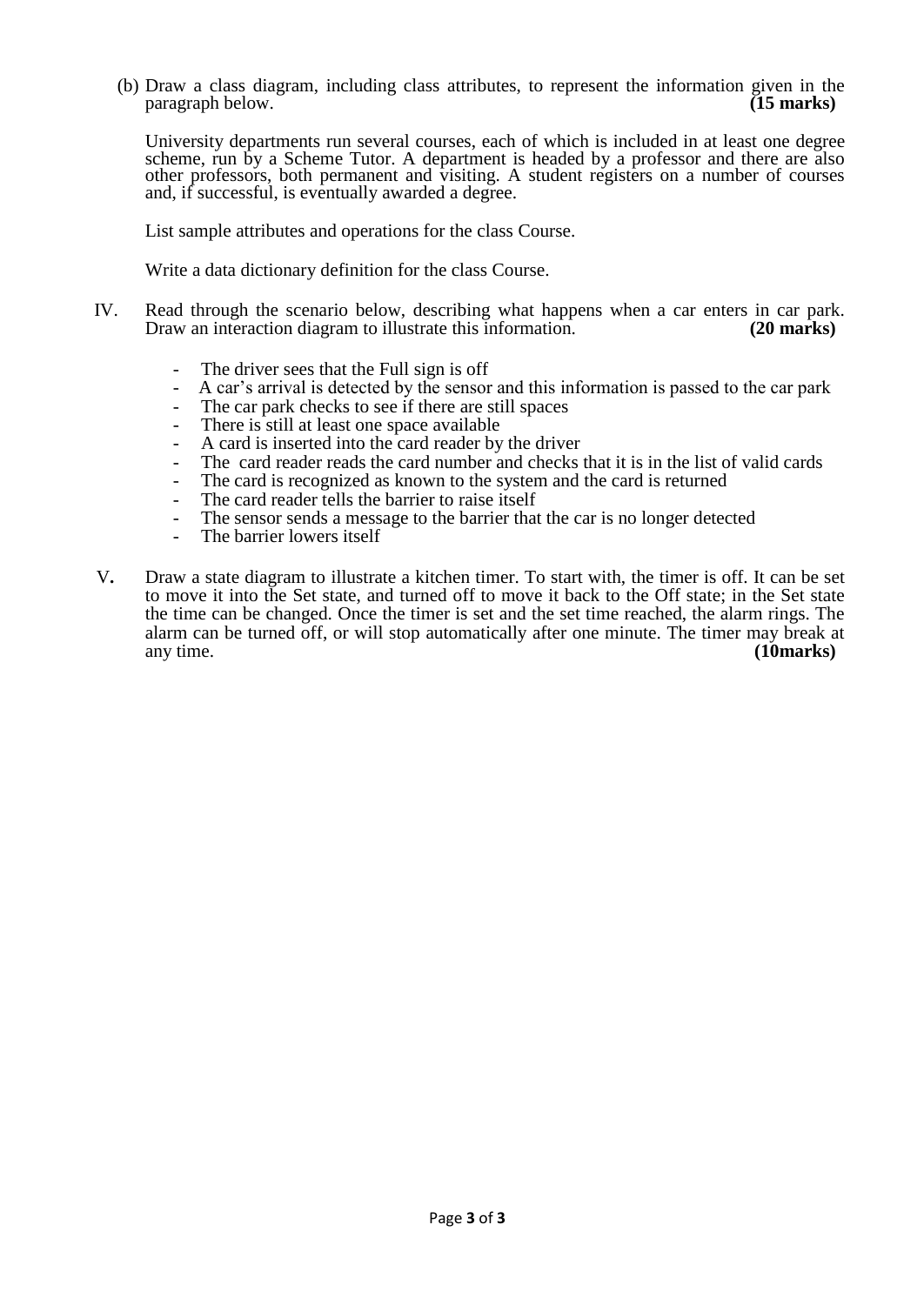(b) Draw a class diagram, including class attributes, to represent the information given in the paragraph below. **(15 marks)**

University departments run several courses, each of which is included in at least one degree scheme, run by a Scheme Tutor. A department is headed by a professor and there are also other professors, both permanent and visiting. A student registers on a number of courses and, if successful, is eventually awarded a degree.

List sample attributes and operations for the class Course.

Write a data dictionary definition for the class Course.

IV. Read through the scenario below, describing what happens when a car enters in car park. Draw an interaction diagram to illustrate this information. **(20 marks)**

- The driver sees that the Full sign is off
- A car's arrival is detected by the sensor and this information is passed to the car park
- The car park checks to see if there are still spaces
- There is still at least one space available
- A card is inserted into the card reader by the driver
- The card reader reads the card number and checks that it is in the list of valid cards
- The card is recognized as known to the system and the card is returned
- The card reader tells the barrier to raise itself
- The sensor sends a message to the barrier that the car is no longer detected
- The barrier lowers itself

V. Draw a state diagram to illustrate a kitchen timer. To start with, the timer is off. It can be set to move it into the Set state, and turned off to move it back to the Off state; in the Set state the time can be changed. Once the timer is set and the set time reached, the alarm rings. The alarm can be turned off, or will stop automatically after one minute. The timer may break at any time. **(10marks)**